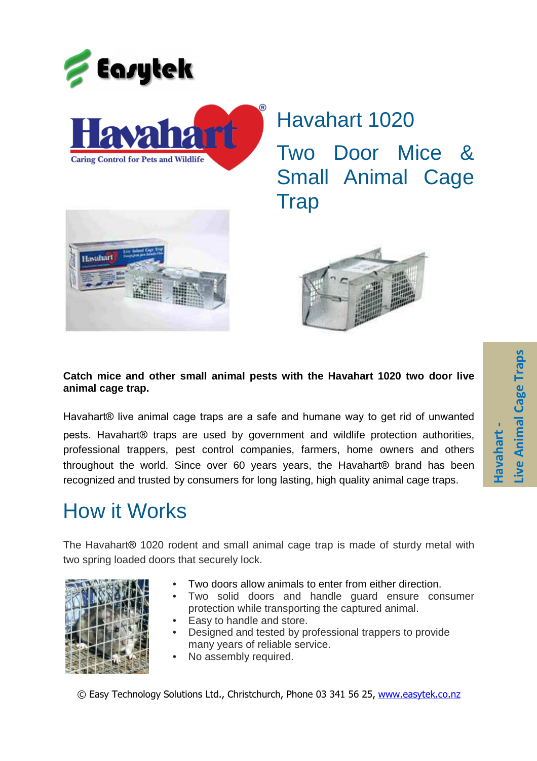# Havahart 1020

## Two Door Mice & Small Animal Cage Trap

**Catch mice and other small animal pests with the Havahart 1020 two door live animal cage trap.**

Havahart® live animal cage traps are a safe and humane way to get rid of unwanted pests. Havahart® traps are used by government and wildlife protection authorities, professional trappers, pest control companies, farmers, home owners and others throughout the world. Since over 60 years years, the Havahart® brand has been recognized and trusted by consumers for long lasting, high quality animal cage traps.

Havahart - Live Animal Cage Traps

## How it Works

The Havahart® 1020 rodent and small animal cage trap is made of sturdy metal with two spring loaded doors that securely lock.

- Two doors allow animals to enter from either direction.
- Two solid doors and handle guard ensure consumer protection while transporting the captured animal.
- Easy to handle and store.
- Designed and tested by professional trappers to provide many years of reliable service.
- No assembly required.

© Easy Technology Solutions Ltd., Christchurch, Phone 03 341 56 25, www.easytek.co.nz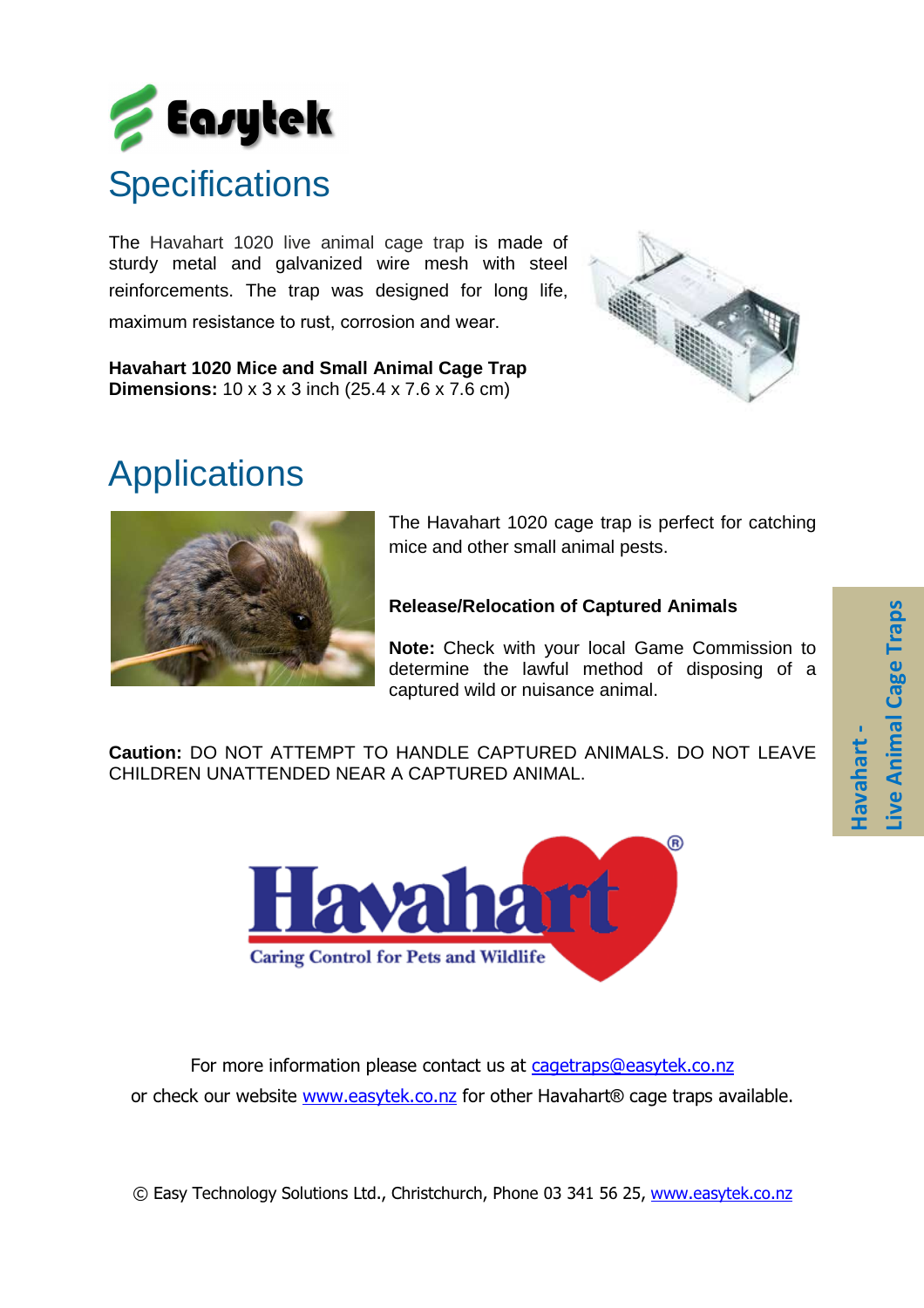## Specifications

The Havahart 1020 live animal cage trap is made of sturdy metal and galvanized wire mesh with steel reinforcements. The trap was designed for long life, maximum resistance to rust, corrosion and wear.

**Havahart 1020 Mice and Small Animal Cage Trap**
**Dimensions:** 10 x 3 x 3 inch (25.4 x 7.6 x 7.6 cm)

## Applications

The Havahart 1020 cage trap is perfect for catching mice and other small animal pests.

**Release/Relocation of Captured Animals**

**Note:** Check with your local Game Commission to determine the lawful method of disposing of a captured wild or nuisance animal.

**Caution:** DO NOT ATTEMPT TO HANDLE CAPTURED ANIMALS. DO NOT LEAVE CHILDREN UNATTENDED NEAR A CAPTURED ANIMAL.

For more information please contact us at cagetraps@easytek.co.nz
or check our website www.easytek.co.nz for other Havahart® cage traps available.

© Easy Technology Solutions Ltd., Christchurch, Phone 03 341 56 25, www.easytek.co.nz